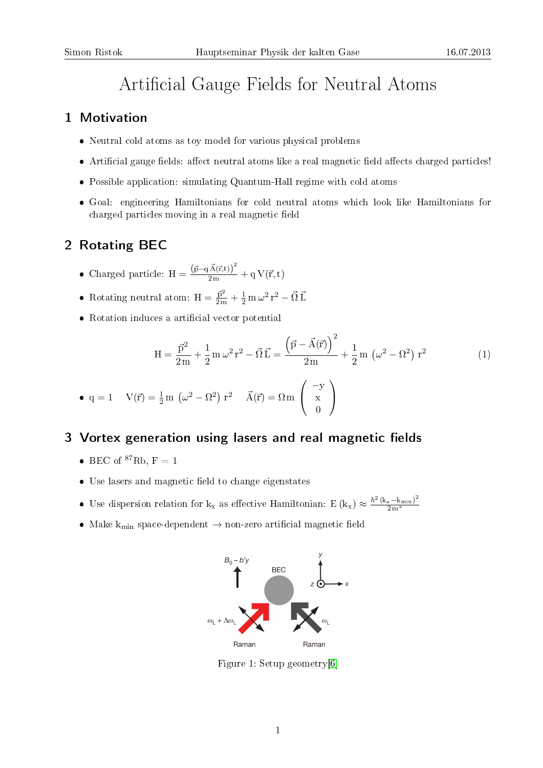# Artificial Gauge Fields for Neutral Atoms

## 1 Motivation

- Neutral cold atoms as toy model for various physical problems
- Artificial gauge fields: affect neutral atoms like a real magnetic field affects charged particles!
- Possible application: simulating Quantum-Hall regime with cold atoms
- Goal: engineering Hamiltonians for cold neutral atoms which look like Hamiltonians for charged particles moving in a real magnetic field

## 2 Rotating BEC

- Charged particle: $H = \frac{\left(\vec{p} - q\,\vec{A}(\vec{r},t)\right)^2}{2m} + q\,V(\vec{r},t)$
- Rotating neutral atom: $H = \frac{\vec{p}^2}{2m} + \frac{1}{2}m\,\omega^2 r^2 - \vec{\Omega}\,\vec{L}$
- Rotation induces a artificial vector potential

$$H = \frac{\vec{p}^2}{2m} + \frac{1}{2}m\,\omega^2 r^2 - \vec{\Omega}\,\vec{L} = \frac{\left(\vec{p} - \vec{A}(\vec{r})\right)^2}{2m} + \frac{1}{2}m\,\left(\omega^2 - \Omega^2\right)r^2 \tag{1}$$

- $q = 1 \quad V(\vec{r}) = \frac{1}{2}m\,\left(\omega^2 - \Omega^2\right)r^2 \quad \vec{A}(\vec{r}) = \Omega m \begin{pmatrix} -y \\ x \\ 0 \end{pmatrix}$

## 3 Vortex generation using lasers and real magnetic fields

- BEC of $^{87}$Rb, $F = 1$
- Use lasers and magnetic field to change eigenstates
- Use dispersion relation for $k_x$ as effective Hamiltonian: $E\,(k_x) \approx \frac{\hbar^2\,(k_x - k_{min})^2}{2m^*}$
- Make $k_{min}$ space-dependent → non-zero artificial magnetic field

Figure 1: Setup geometry[6]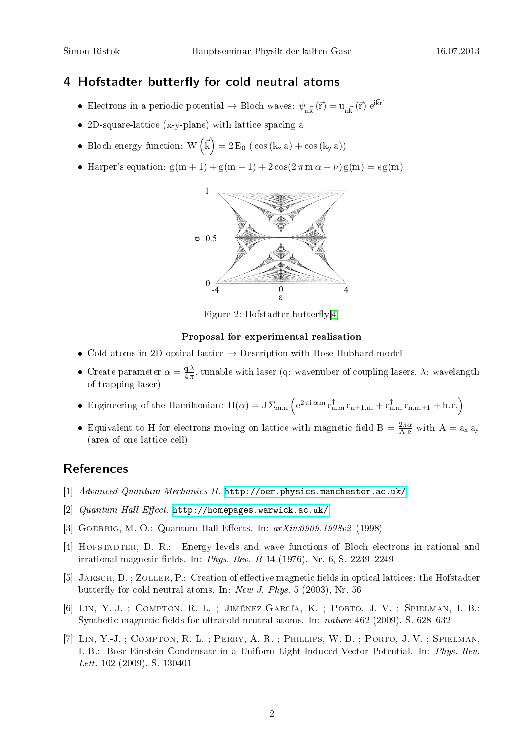## 4 Hofstadter butterfly for cold neutral atoms

- Electrons in a periodic potential → Bloch waves: $\psi_{n\vec{k}}(\vec{r}) = u_{n\vec{k}}(\vec{r})\, e^{i\vec{k}\vec{r}}$
- 2D-square-lattice (x-y-plane) with lattice spacing a
- Bloch energy function: $W\left(\vec{k}\right) = 2\,E_0\,\left(\cos(k_x\, a) + \cos(k_y\, a)\right)$
- Harper's equation: $g(m+1) + g(m-1) + 2\cos(2\,\pi\, m\,\alpha - \nu)\, g(m) = \epsilon\, g(m)$

1

α 0.5

0

-4

0

4

ε

Figure 2: Hofstadter butterfly[4]

**Proposal for experimental realisation**

- Cold atoms in 2D optical lattice → Description with Bose-Hubbard-model
- Create parameter $\alpha = \frac{q\lambda}{4\pi}$, tunable with laser (q: wavenuber of coupling lasers, $\lambda$: wavelangth of trapping laser)
- Engineering of the Hamiltonian: $H(\alpha) = J\,\Sigma_{m,n}\left(e^{2\,\pi i\,\alpha\, m}\, c^{\dagger}_{n,m}\, c_{n+1,m} + c^{\dagger}_{n,m}\, c_{n,m+1} + \text{h.c.}\right)$
- Equivalent to H for electrons moving on lattice with magnetic field $B = \frac{2\pi\alpha}{A\,e}$ with $A = a_x\, a_y$ (area of one lattice cell)

## References

[1] *Advanced Quantum Mechanics II.* http://oer.physics.manchester.ac.uk/

[2] *Quantum Hall Effect.* http://homepages.warwick.ac.uk/

[3] Goerbig, M. O.: Quantum Hall Effects. In: *arXiv:0909.1998v2* (1998)

[4] Hofstadter, D. R.: Energy levels and wave functions of Bloch electrons in rational and irrational magnetic fields. In: *Phys. Rev. B* 14 (1976), Nr. 6, S. 2239–2249

[5] Jaksch, D. ; Zoller, P.: Creation of effective magnetic fields in optical lattices: the Hofstadter butterfly for cold neutral atoms. In: *New J. Phys.* 5 (2003), Nr. 56

[6] Lin, Y.-J. ; Compton, R. L. ; Jiménez-García, K. ; Porto, J. V. ; Spielman, I. B.: Synthetic magnetic fields for ultracold neutral atoms. In: *nature* 462 (2009), S. 628–632

[7] Lin, Y.-J. ; Compton, R. L. ; Perry, A. R. ; Phillips, W. D. ; Porto, J. V. ; Spielman, I. B.: Bose-Einstein Condensate in a Uniform Light-Induced Vector Potential. In: *Phys. Rev. Lett.* 102 (2009), S. 130401